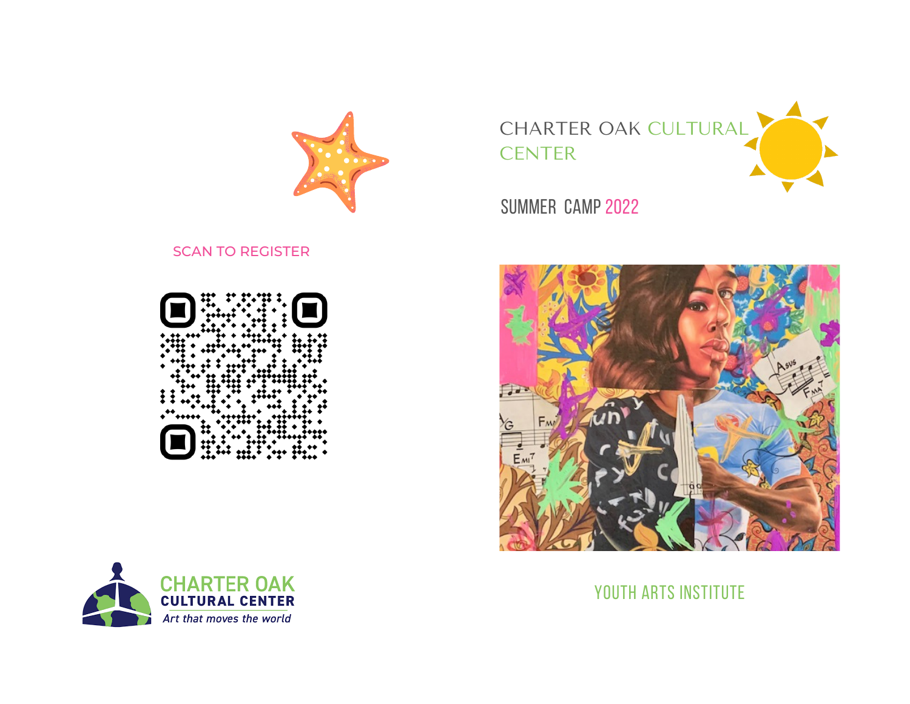# CHARTER OAK CULTURAL CENTER

## SUMMER CAMP 2022

YOUTH ARTS INSTITUTE

SCAN TO REGISTER

CHARTER OAK
CULTURAL CENTER
*Art that moves the world*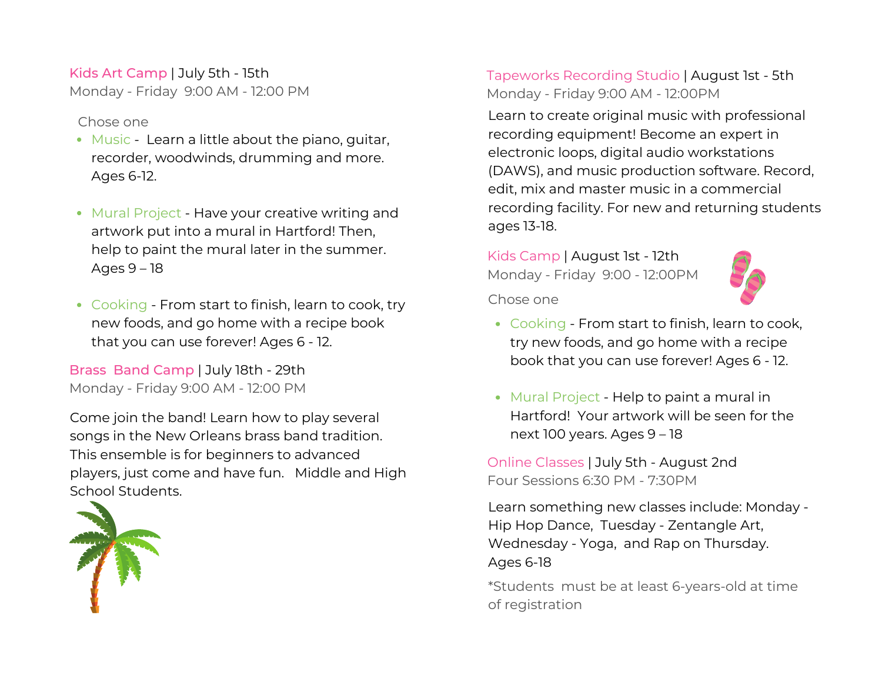**Kids Art Camp** | July 5th - 15th
Monday - Friday 9:00 AM - 12:00 PM

Chose one

- Music - Learn a little about the piano, guitar, recorder, woodwinds, drumming and more. Ages 6-12.
- Mural Project - Have your creative writing and artwork put into a mural in Hartford! Then, help to paint the mural later in the summer. Ages 9 – 18
- Cooking - From start to finish, learn to cook, try new foods, and go home with a recipe book that you can use forever! Ages 6 - 12.

**Brass Band Camp** | July 18th - 29th
Monday - Friday 9:00 AM - 12:00 PM

Come join the band! Learn how to play several songs in the New Orleans brass band tradition. This ensemble is for beginners to advanced players, just come and have fun. Middle and High School Students.

**Tapeworks Recording Studio** | August 1st - 5th
Monday - Friday 9:00 AM - 12:00PM

Learn to create original music with professional recording equipment! Become an expert in electronic loops, digital audio workstations (DAWS), and music production software. Record, edit, mix and master music in a commercial recording facility. For new and returning students ages 13-18.

**Kids Camp** | August 1st - 12th
Monday - Friday 9:00 - 12:00PM

Chose one

- Cooking - From start to finish, learn to cook, try new foods, and go home with a recipe book that you can use forever! Ages 6 - 12.
- Mural Project - Help to paint a mural in Hartford! Your artwork will be seen for the next 100 years. Ages 9 – 18

**Online Classes** | July 5th - August 2nd
Four Sessions 6:30 PM - 7:30PM

Learn something new classes include: Monday - Hip Hop Dance, Tuesday - Zentangle Art, Wednesday - Yoga, and Rap on Thursday. Ages 6-18

*Students must be at least 6-years-old at time of registration